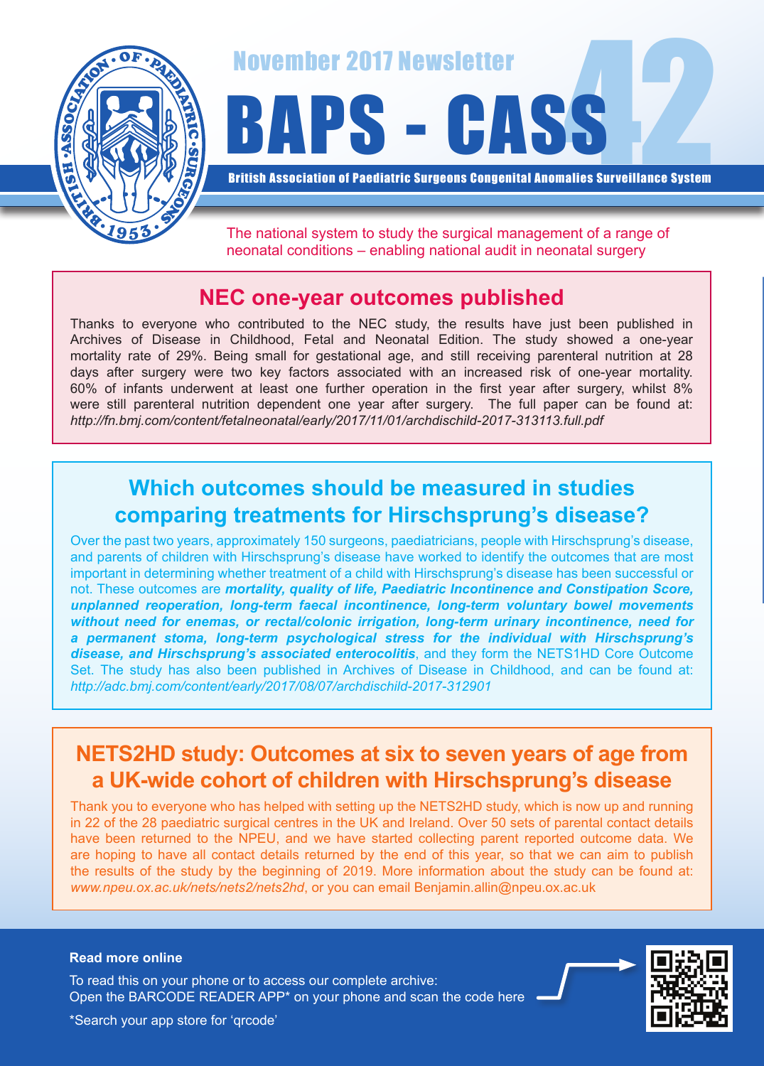November 2017 Newsletter

# BAPS - CASS 42

**British Association of Paediatric Surgeons Congenital Anomalies Surveillance System**

The national system to study the surgical management of a range of neonatal conditions – enabling national audit in neonatal surgery

## NEC one-year outcomes published

Thanks to everyone who contributed to the NEC study, the results have just been published in Archives of Disease in Childhood, Fetal and Neonatal Edition. The study showed a one-year mortality rate of 29%. Being small for gestational age, and still receiving parenteral nutrition at 28 days after surgery were two key factors associated with an increased risk of one-year mortality. 60% of infants underwent at least one further operation in the first year after surgery, whilst 8% were still parenteral nutrition dependent one year after surgery. The full paper can be found at: *http://fn.bmj.com/content/fetalneonatal/early/2017/11/01/archdischild-2017-313113.full.pdf*

## Which outcomes should be measured in studies comparing treatments for Hirschsprung's disease?

Over the past two years, approximately 150 surgeons, paediatricians, people with Hirschsprung's disease, and parents of children with Hirschsprung's disease have worked to identify the outcomes that are most important in determining whether treatment of a child with Hirschsprung's disease has been successful or not. These outcomes are ***mortality, quality of life, Paediatric Incontinence and Constipation Score, unplanned reoperation, long-term faecal incontinence, long-term voluntary bowel movements without need for enemas, or rectal/colonic irrigation, long-term urinary incontinence, need for a permanent stoma, long-term psychological stress for the individual with Hirschsprung's disease, and Hirschsprung's associated enterocolitis***, and they form the NETS1HD Core Outcome Set. The study has also been published in Archives of Disease in Childhood, and can be found at: *http://adc.bmj.com/content/early/2017/08/07/archdischild-2017-312901*

## NETS2HD study: Outcomes at six to seven years of age from a UK-wide cohort of children with Hirschsprung's disease

Thank you to everyone who has helped with setting up the NETS2HD study, which is now up and running in 22 of the 28 paediatric surgical centres in the UK and Ireland. Over 50 sets of parental contact details have been returned to the NPEU, and we have started collecting parent reported outcome data. We are hoping to have all contact details returned by the end of this year, so that we can aim to publish the results of the study by the beginning of 2019. More information about the study can be found at: *www.npeu.ox.ac.uk/nets/nets2/nets2hd*, or you can email Benjamin.allin@npeu.ox.ac.uk

**Read more online**

To read this on your phone or to access our complete archive:
Open the BARCODE READER APP* on your phone and scan the code here

*Search your app store for 'qrcode'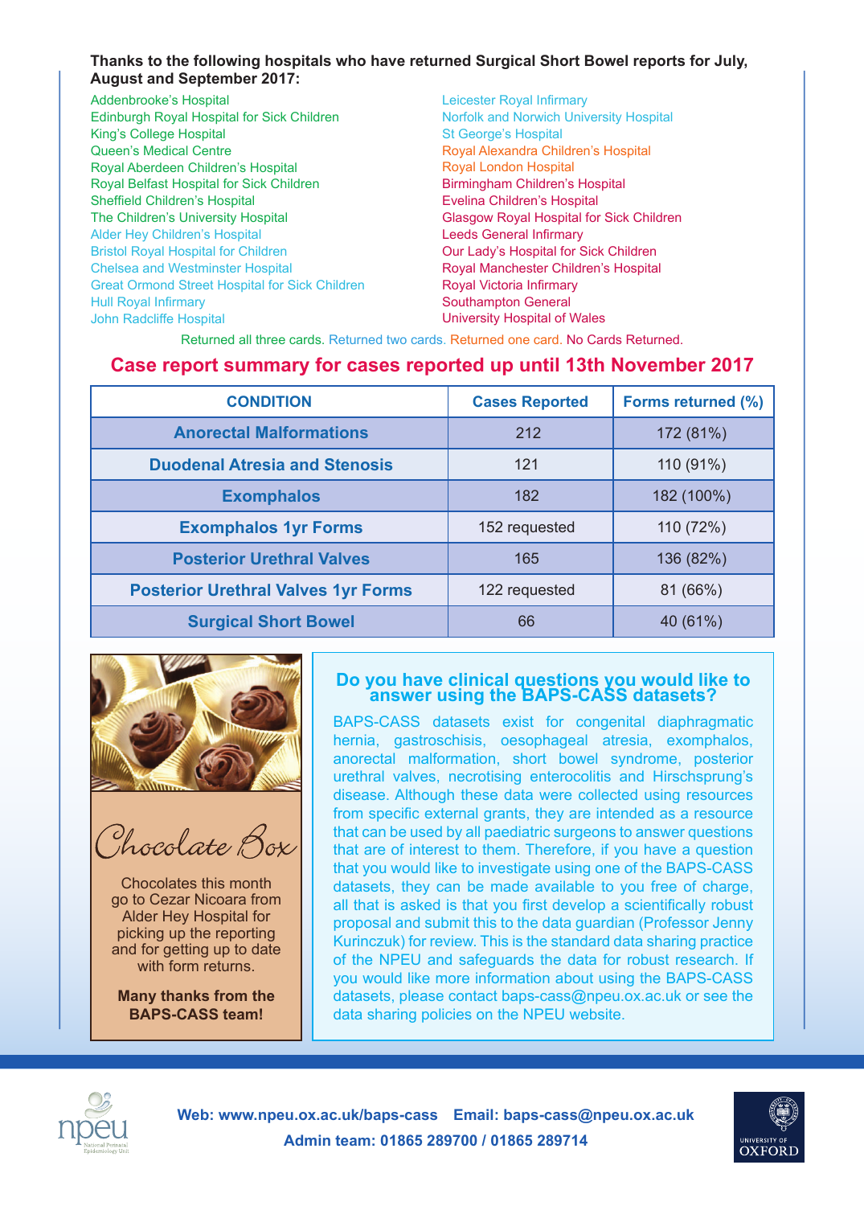**Thanks to the following hospitals who have returned Surgical Short Bowel reports for July, August and September 2017:**

Addenbrooke's Hospital
Edinburgh Royal Hospital for Sick Children
King's College Hospital
Queen's Medical Centre
Royal Aberdeen Children's Hospital
Royal Belfast Hospital for Sick Children
Sheffield Children's Hospital
The Children's University Hospital
Alder Hey Children's Hospital
Bristol Royal Hospital for Children
Chelsea and Westminster Hospital
Great Ormond Street Hospital for Sick Children
Hull Royal Infirmary
John Radcliffe Hospital
Leicester Royal Infirmary
Norfolk and Norwich University Hospital
St George's Hospital
Royal Alexandra Children's Hospital
Royal London Hospital
Birmingham Children's Hospital
Evelina Children's Hospital
Glasgow Royal Hospital for Sick Children
Leeds General Infirmary
Our Lady's Hospital for Sick Children
Royal Manchester Children's Hospital
Royal Victoria Infirmary
Southampton General
University Hospital of Wales

Returned all three cards. Returned two cards. Returned one card. No Cards Returned.

## Case report summary for cases reported up until 13th November 2017

| CONDITION | Cases Reported | Forms returned (%) |
|---|---|---|
| Anorectal Malformations | 212 | 172 (81%) |
| Duodenal Atresia and Stenosis | 121 | 110 (91%) |
| Exomphalos | 182 | 182 (100%) |
| Exomphalos 1yr Forms | 152 requested | 110 (72%) |
| Posterior Urethral Valves | 165 | 136 (82%) |
| Posterior Urethral Valves 1yr Forms | 122 requested | 81 (66%) |
| Surgical Short Bowel | 66 | 40 (61%) |

## Chocolate Box

Chocolates this month go to Cezar Nicoara from Alder Hey Hospital for picking up the reporting and for getting up to date with form returns.

**Many thanks from the BAPS-CASS team!**

### Do you have clinical questions you would like to answer using the BAPS-CASS datasets?

BAPS-CASS datasets exist for congenital diaphragmatic hernia, gastroschisis, oesophageal atresia, exomphalos, anorectal malformation, short bowel syndrome, posterior urethral valves, necrotising enterocolitis and Hirschsprung's disease. Although these data were collected using resources from specific external grants, they are intended as a resource that can be used by all paediatric surgeons to answer questions that are of interest to them. Therefore, if you have a question that you would like to investigate using one of the BAPS-CASS datasets, they can be made available to you free of charge, all that is asked is that you first develop a scientifically robust proposal and submit this to the data guardian (Professor Jenny Kurinczuk) for review. This is the standard data sharing practice of the NPEU and safeguards the data for robust research. If you would like more information about using the BAPS-CASS datasets, please contact baps-cass@npeu.ox.ac.uk or see the data sharing policies on the NPEU website.

**Web: www.npeu.ox.ac.uk/baps-cass Email: baps-cass@npeu.ox.ac.uk**
**Admin team: 01865 289700 / 01865 289714**